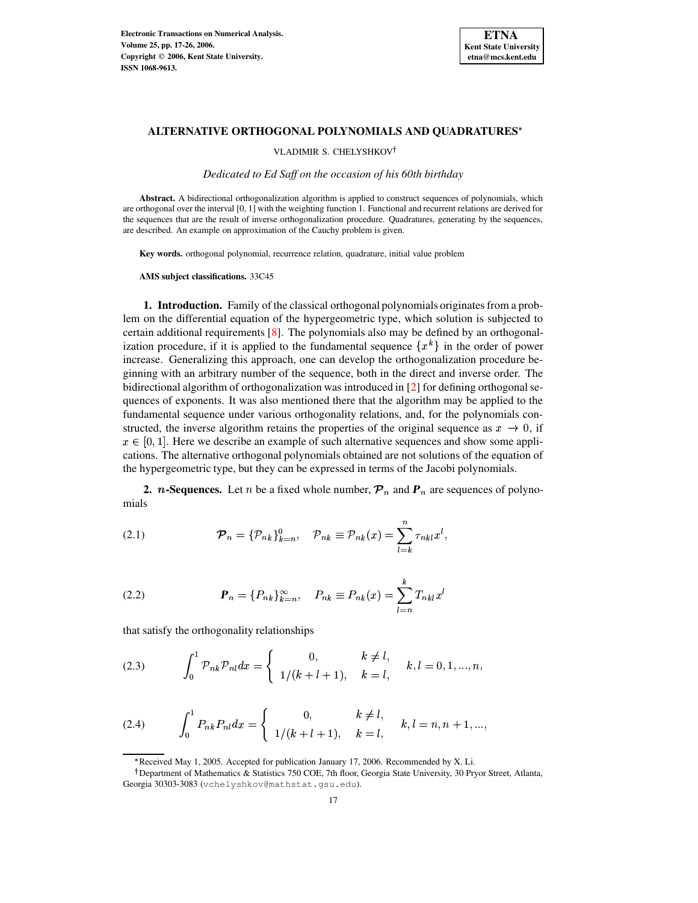# ALTERNATIVE ORTHOGONAL POLYNOMIALS AND QUADRATURES*

VLADIMIR S. CHELYSHKOV†

*Dedicated to Ed Saff on the occasion of his 60th birthday*

**Abstract.** A bidirectional orthogonalization algorithm is applied to construct sequences of polynomials, which are orthogonal over the interval [0, 1] with the weighting function 1. Functional and recurrent relations are derived for the sequences that are the result of inverse orthogonalization procedure. Quadratures, generating by the sequences, are described. An example on approximation of the Cauchy problem is given.

**Key words.** orthogonal polynomial, recurrence relation, quadrature, initial value problem

**AMS subject classifications.** 33C45

**1. Introduction.** Family of the classical orthogonal polynomials originates from a problem on the differential equation of the hypergeometric type, which solution is subjected to certain additional requirements [8]. The polynomials also may be defined by an orthogonalization procedure, if it is applied to the fundamental sequence $\{x^k\}$ in the order of power increase. Generalizing this approach, one can develop the orthogonalization procedure beginning with an arbitrary number of the sequence, both in the direct and inverse order. The bidirectional algorithm of orthogonalization was introduced in [2] for defining orthogonal sequences of exponents. It was also mentioned there that the algorithm may be applied to the fundamental sequence under various orthogonality relations, and, for the polynomials constructed, the inverse algorithm retains the properties of the original sequence as $x \to 0$, if $x \in [0, 1]$. Here we describe an example of such alternative sequences and show some applications. The alternative orthogonal polynomials obtained are not solutions of the equation of the hypergeometric type, but they can be expressed in terms of the Jacobi polynomials.

**2. $n$-Sequences.** Let $n$ be a fixed whole number, $\boldsymbol{\mathcal{P}}_n$ and $\boldsymbol{P}_n$ are sequences of polynomials

$$\boldsymbol{\mathcal{P}}_n = \{\mathcal{P}_{nk}\}_{k=n}^{0}, \quad \mathcal{P}_{nk} \equiv \mathcal{P}_{nk}(x) = \sum_{l=k}^{n} \tau_{nkl} x^l, \tag{2.1}$$

$$\boldsymbol{P}_n = \{P_{nk}\}_{k=n}^{\infty}, \quad P_{nk} \equiv P_{nk}(x) = \sum_{l=n}^{k} T_{nkl} x^l \tag{2.2}$$

that satisfy the orthogonality relationships

$$\int_0^1 \mathcal{P}_{nk}\mathcal{P}_{nl}dx = \begin{cases} 0, & k \neq l, \\ 1/(k+l+1), & k = l, \end{cases} \quad k, l = 0, 1, ..., n, \tag{2.3}$$

$$\int_0^1 P_{nk}P_{nl}dx = \begin{cases} 0, & k \neq l, \\ 1/(k+l+1), & k = l, \end{cases} \quad k, l = n, n+1, ..., \tag{2.4}$$

---

*Received May 1, 2005. Accepted for publication January 17, 2006. Recommended by X. Li.

†Department of Mathematics & Statistics 750 COE, 7th floor, Georgia State University, 30 Pryor Street, Atlanta, Georgia 30303-3083 (vchelyshkov@mathstat.gsu.edu).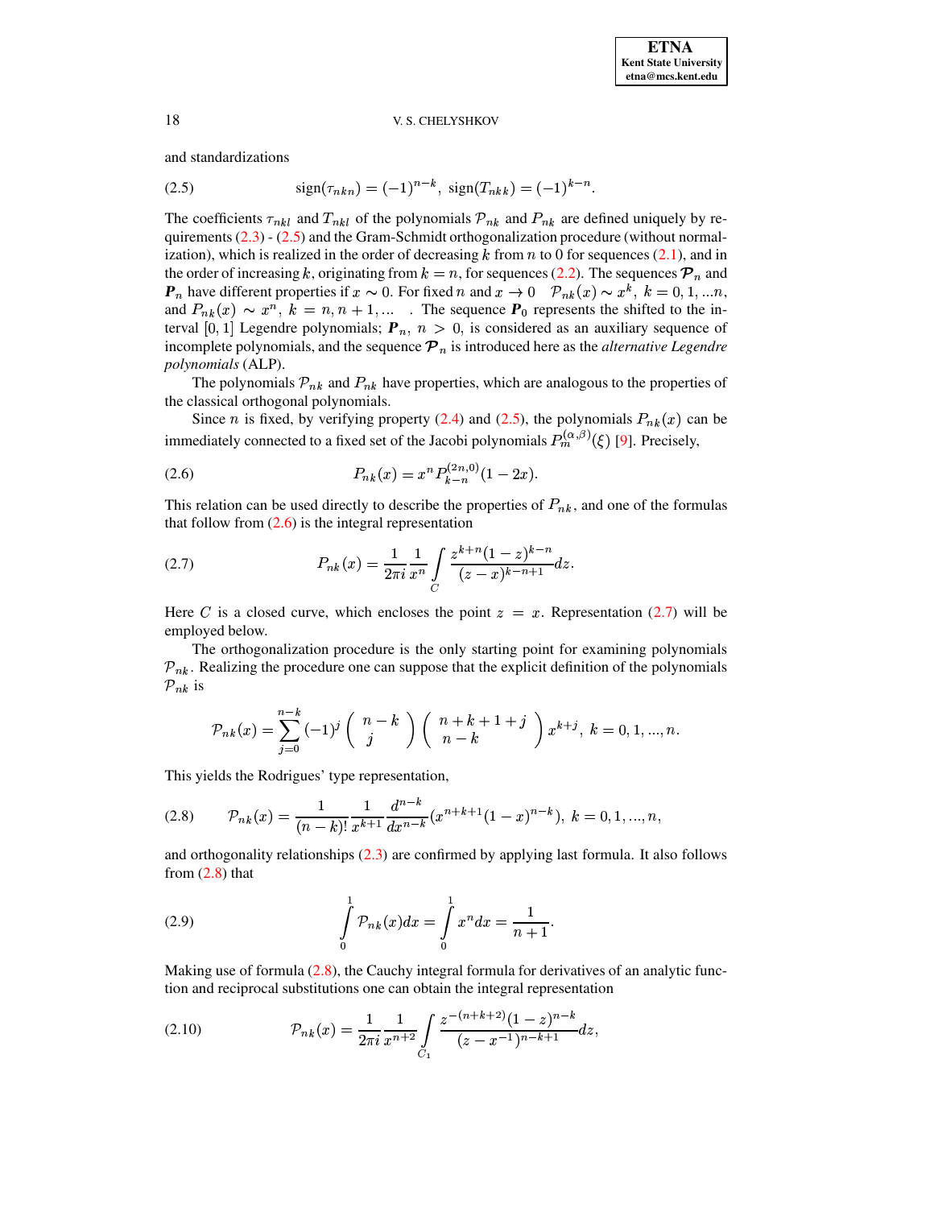and standardizations

$$\operatorname{sign}(\tau_{nkn}) = (-1)^{n-k}, \ \operatorname{sign}(T_{nkk}) = (-1)^{k-n}. \tag{2.5}$$

The coefficients $\tau_{nkl}$ and $T_{nkl}$ of the polynomials $\mathcal{P}_{nk}$ and $P_{nk}$ are defined uniquely by requirements (2.3) - (2.5) and the Gram-Schmidt orthogonalization procedure (without normalization), which is realized in the order of decreasing $k$ from $n$ to 0 for sequences (2.1), and in the order of increasing $k$, originating from $k = n$, for sequences (2.2). The sequences $\boldsymbol{\mathcal{P}}_n$ and $\boldsymbol{P}_n$ have different properties if $x \sim 0$. For fixed $n$ and $x \to 0 \quad \mathcal{P}_{nk}(x) \sim x^k, \ k = 0, 1, ...n,$ and $P_{nk}(x) \sim x^n, \ k = n, n+1, ...$ . The sequence $\boldsymbol{P}_0$ represents the shifted to the interval $[0, 1]$ Legendre polynomials; $\boldsymbol{P}_n, \ n > 0$, is considered as an auxiliary sequence of incomplete polynomials, and the sequence $\boldsymbol{\mathcal{P}}_n$ is introduced here as the *alternative Legendre polynomials* (ALP).

The polynomials $\mathcal{P}_{nk}$ and $P_{nk}$ have properties, which are analogous to the properties of the classical orthogonal polynomials.

Since $n$ is fixed, by verifying property (2.4) and (2.5), the polynomials $P_{nk}(x)$ can be immediately connected to a fixed set of the Jacobi polynomials $P_m^{(\alpha,\beta)}(\xi)$ [9]. Precisely,

$$P_{nk}(x) = x^n P_{k-n}^{(2n,0)}(1-2x). \tag{2.6}$$

This relation can be used directly to describe the properties of $P_{nk}$, and one of the formulas that follow from (2.6) is the integral representation

$$P_{nk}(x) = \frac{1}{2\pi i} \frac{1}{x^n} \int\limits_C \frac{z^{k+n}(1-z)^{k-n}}{(z-x)^{k-n+1}} dz. \tag{2.7}$$

Here $C$ is a closed curve, which encloses the point $z = x$. Representation (2.7) will be employed below.

The orthogonalization procedure is the only starting point for examining polynomials $\mathcal{P}_{nk}$. Realizing the procedure one can suppose that the explicit definition of the polynomials $\mathcal{P}_{nk}$ is

$$\mathcal{P}_{nk}(x) = \sum_{j=0}^{n-k} (-1)^j \binom{n-k}{j} \binom{n+k+1+j}{n-k} x^{k+j}, \ k = 0, 1, ..., n.$$

This yields the Rodrigues' type representation,

$$\mathcal{P}_{nk}(x) = \frac{1}{(n-k)!} \frac{1}{x^{k+1}} \frac{d^{n-k}}{dx^{n-k}} (x^{n+k+1}(1-x)^{n-k}), \ k = 0, 1, ..., n, \tag{2.8}$$

and orthogonality relationships (2.3) are confirmed by applying last formula. It also follows from (2.8) that

$$\int\limits_0^1 \mathcal{P}_{nk}(x) dx = \int\limits_0^1 x^n dx = \frac{1}{n+1}. \tag{2.9}$$

Making use of formula (2.8), the Cauchy integral formula for derivatives of an analytic function and reciprocal substitutions one can obtain the integral representation

$$\mathcal{P}_{nk}(x) = \frac{1}{2\pi i} \frac{1}{x^{n+2}} \int\limits_{C_1} \frac{z^{-(n+k+2)}(1-z)^{n-k}}{(z-x^{-1})^{n-k+1}} dz, \tag{2.10}$$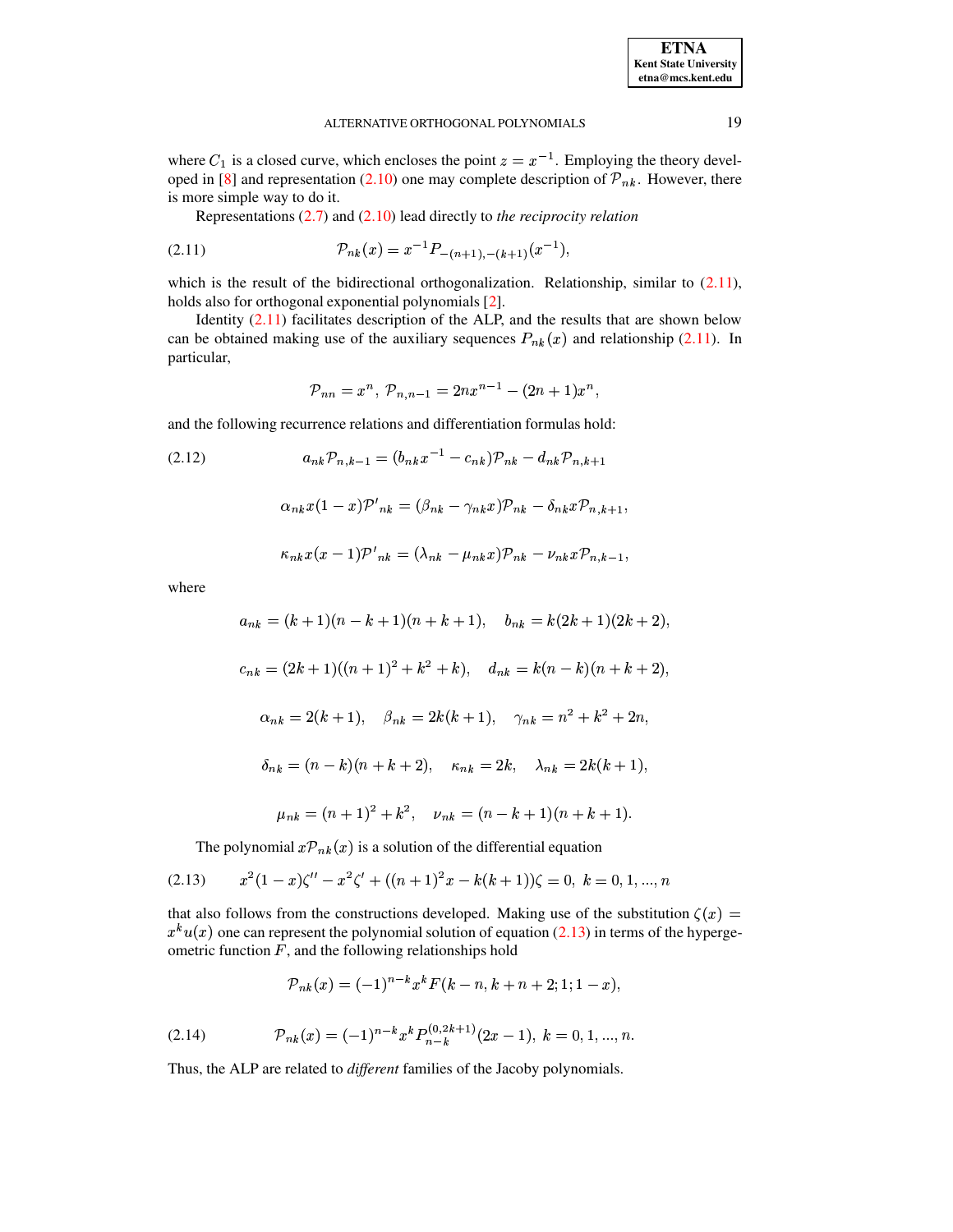where $C_1$ is a closed curve, which encloses the point $z = x^{-1}$. Employing the theory developed in [8] and representation (2.10) one may complete description of $\mathcal{P}_{nk}$. However, there is more simple way to do it.

Representations (2.7) and (2.10) lead directly to *the reciprocity relation*

$$\mathcal{P}_{nk}(x) = x^{-1} P_{-(n+1),-(k+1)}(x^{-1}), \tag{2.11}$$

which is the result of the bidirectional orthogonalization. Relationship, similar to (2.11), holds also for orthogonal exponential polynomials [2].

Identity (2.11) facilitates description of the ALP, and the results that are shown below can be obtained making use of the auxiliary sequences $P_{nk}(x)$ and relationship (2.11). In particular,

$$\mathcal{P}_{nn} = x^n, \; \mathcal{P}_{n,n-1} = 2nx^{n-1} - (2n+1)x^n,$$

and the following recurrence relations and differentiation formulas hold:

$$a_{nk}\mathcal{P}_{n,k-1} = (b_{nk}x^{-1} - c_{nk})\mathcal{P}_{nk} - d_{nk}\mathcal{P}_{n,k+1} \tag{2.12}$$

$$\alpha_{nk}x(1-x)\mathcal{P}'_{nk} = (\beta_{nk} - \gamma_{nk}x)\mathcal{P}_{nk} - \delta_{nk}x\mathcal{P}_{n,k+1},$$

$$\kappa_{nk}x(x-1)\mathcal{P}'_{nk} = (\lambda_{nk} - \mu_{nk}x)\mathcal{P}_{nk} - \nu_{nk}x\mathcal{P}_{n,k-1},$$

where

$$a_{nk} = (k+1)(n-k+1)(n+k+1), \quad b_{nk} = k(2k+1)(2k+2),$$

$$c_{nk} = (2k+1)((n+1)^2 + k^2 + k), \quad d_{nk} = k(n-k)(n+k+2),$$

$$\alpha_{nk} = 2(k+1), \quad \beta_{nk} = 2k(k+1), \quad \gamma_{nk} = n^2 + k^2 + 2n,$$

$$\delta_{nk} = (n-k)(n+k+2), \quad \kappa_{nk} = 2k, \quad \lambda_{nk} = 2k(k+1),$$

$$\mu_{nk} = (n+1)^2 + k^2, \quad \nu_{nk} = (n-k+1)(n+k+1).$$

The polynomial $x\mathcal{P}_{nk}(x)$ is a solution of the differential equation

$$x^2(1-x)\zeta'' - x^2\zeta' + ((n+1)^2 x - k(k+1))\zeta = 0, \; k = 0, 1, ..., n \tag{2.13}$$

that also follows from the constructions developed. Making use of the substitution $\zeta(x) = x^k u(x)$ one can represent the polynomial solution of equation (2.13) in terms of the hypergeometric function $F$, and the following relationships hold

$$\mathcal{P}_{nk}(x) = (-1)^{n-k} x^k F(k-n, k+n+2; 1; 1-x),$$

$$\mathcal{P}_{nk}(x) = (-1)^{n-k} x^k P_{n-k}^{(0,2k+1)}(2x-1), \; k = 0, 1, ..., n. \tag{2.14}$$

Thus, the ALP are related to *different* families of the Jacoby polynomials.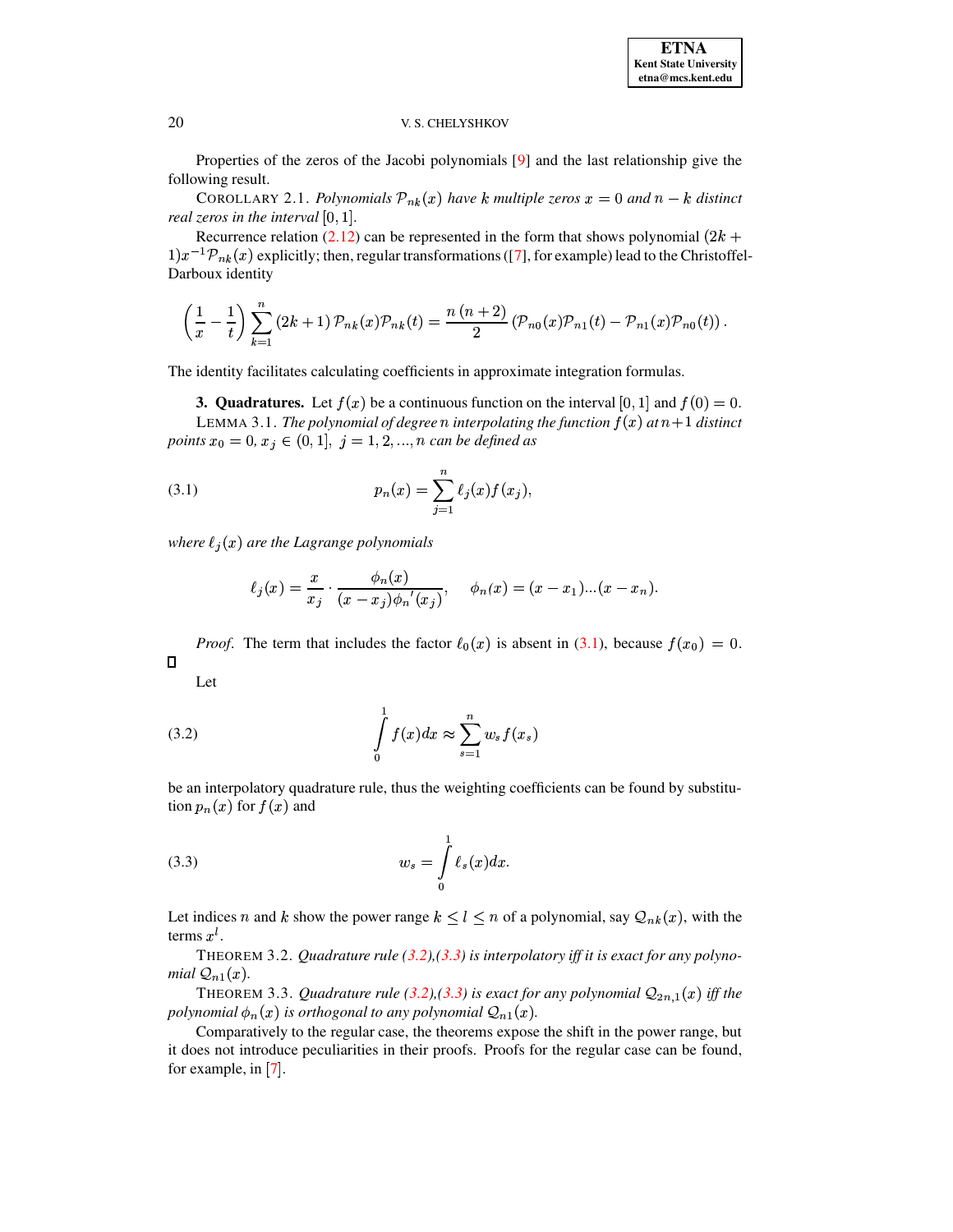Properties of the zeros of the Jacobi polynomials [9] and the last relationship give the following result.

COROLLARY 2.1. *Polynomials $\mathcal{P}_{nk}(x)$ have $k$ multiple zeros $x = 0$ and $n - k$ distinct real zeros in the interval* $[0, 1]$.

Recurrence relation (2.12) can be represented in the form that shows polynomial $(2k + 1)x^{-1}\mathcal{P}_{nk}(x)$ explicitly; then, regular transformations ([7], for example) lead to the Christoffel-Darboux identity

$$\left(\frac{1}{x} - \frac{1}{t}\right) \sum_{k=1}^{n} (2k+1)\,\mathcal{P}_{nk}(x)\mathcal{P}_{nk}(t) = \frac{n\,(n+2)}{2}\left(\mathcal{P}_{n0}(x)\mathcal{P}_{n1}(t) - \mathcal{P}_{n1}(x)\mathcal{P}_{n0}(t)\right).$$

The identity facilitates calculating coefficients in approximate integration formulas.

## 3. Quadratures.

Let $f(x)$ be a continuous function on the interval $[0, 1]$ and $f(0) = 0$.

LEMMA 3.1. *The polynomial of degree $n$ interpolating the function $f(x)$ at $n+1$ distinct points $x_0 = 0$, $x_j \in (0, 1]$, $j = 1, 2, ..., n$ can be defined as*

$$p_n(x) = \sum_{j=1}^{n} \ell_j(x) f(x_j), \tag{3.1}$$

*where $\ell_j(x)$ are the Lagrange polynomials*

$$\ell_j(x) = \frac{x}{x_j} \cdot \frac{\phi_n(x)}{(x - x_j)\phi_n{}'(x_j)}, \qquad \phi_n(x) = (x - x_1)...(x - x_n).$$

*Proof.* The term that includes the factor $\ell_0(x)$ is absent in (3.1), because $f(x_0) = 0$. ◻

Let

$$\int_0^1 f(x)dx \approx \sum_{s=1}^{n} w_s f(x_s) \tag{3.2}$$

be an interpolatory quadrature rule, thus the weighting coefficients can be found by substitution $p_n(x)$ for $f(x)$ and

$$w_s = \int_0^1 \ell_s(x)dx. \tag{3.3}$$

Let indices $n$ and $k$ show the power range $k \le l \le n$ of a polynomial, say $\mathcal{Q}_{nk}(x)$, with the terms $x^l$.

THEOREM 3.2. *Quadrature rule (3.2),(3.3) is interpolatory iff it is exact for any polynomial $\mathcal{Q}_{n1}(x)$.*

THEOREM 3.3. *Quadrature rule (3.2),(3.3) is exact for any polynomial $\mathcal{Q}_{2n,1}(x)$ iff the polynomial $\phi_n(x)$ is orthogonal to any polynomial $\mathcal{Q}_{n1}(x)$.*

Comparatively to the regular case, the theorems expose the shift in the power range, but it does not introduce peculiarities in their proofs. Proofs for the regular case can be found, for example, in [7].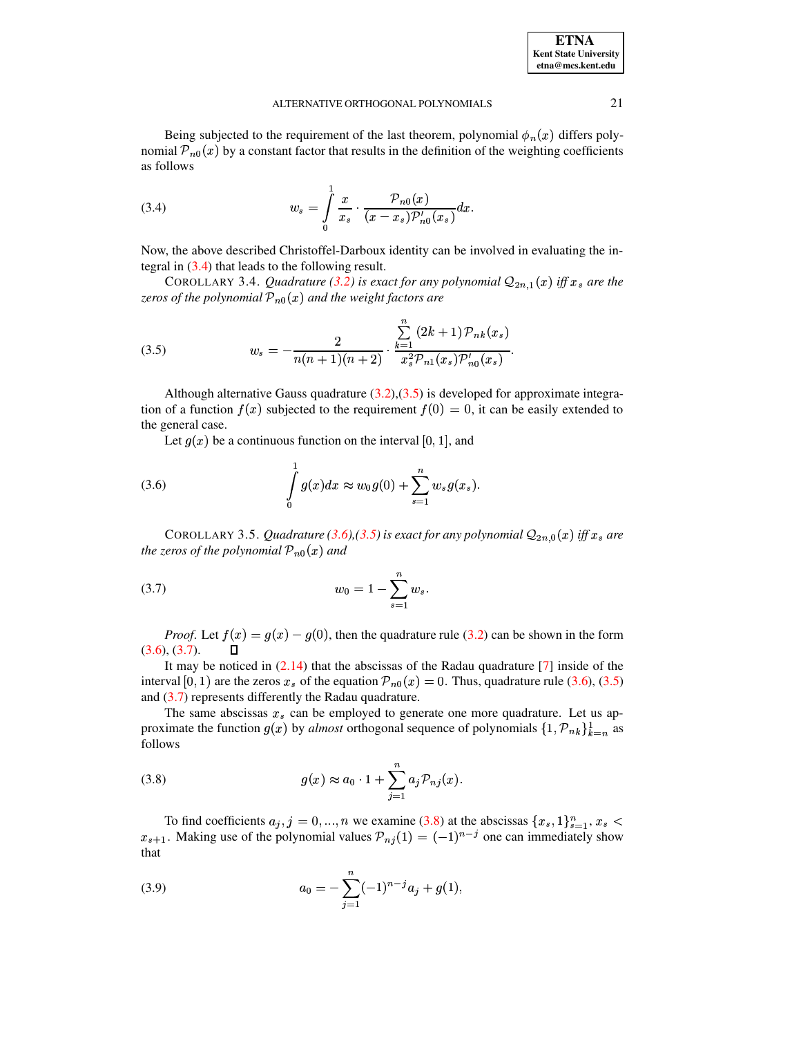Being subjected to the requirement of the last theorem, polynomial $\phi_n(x)$ differs polynomial $\mathcal{P}_{n0}(x)$ by a constant factor that results in the definition of the weighting coefficients as follows

$$w_s = \int_0^1 \frac{x}{x_s} \cdot \frac{\mathcal{P}_{n0}(x)}{(x - x_s)\mathcal{P}'_{n0}(x_s)} dx. \tag{3.4}$$

Now, the above described Christoffel-Darboux identity can be involved in evaluating the integral in (3.4) that leads to the following result.

COROLLARY 3.4. *Quadrature (3.2) is exact for any polynomial $\mathcal{Q}_{2n,1}(x)$ iff $x_s$ are the zeros of the polynomial $\mathcal{P}_{n0}(x)$ and the weight factors are*

$$w_s = -\frac{2}{n(n+1)(n+2)} \cdot \frac{\sum\limits_{k=1}^{n} (2k+1)\mathcal{P}_{nk}(x_s)}{x_s^2 \mathcal{P}_{n1}(x_s)\mathcal{P}'_{n0}(x_s)}. \tag{3.5}$$

Although alternative Gauss quadrature (3.2),(3.5) is developed for approximate integration of a function $f(x)$ subjected to the requirement $f(0) = 0$, it can be easily extended to the general case.

Let $g(x)$ be a continuous function on the interval $[0, 1]$, and

$$\int_0^1 g(x)dx \approx w_0 g(0) + \sum_{s=1}^{n} w_s g(x_s). \tag{3.6}$$

COROLLARY 3.5. *Quadrature (3.6),(3.5) is exact for any polynomial $\mathcal{Q}_{2n,0}(x)$ iff $x_s$ are the zeros of the polynomial $\mathcal{P}_{n0}(x)$ and*

$$w_0 = 1 - \sum_{s=1}^{n} w_s. \tag{3.7}$$

*Proof.* Let $f(x) = g(x) - g(0)$, then the quadrature rule (3.2) can be shown in the form (3.6), (3.7). ☐

It may be noticed in (2.14) that the abscissas of the Radau quadrature [7] inside of the interval $[0, 1)$ are the zeros $x_s$ of the equation $\mathcal{P}_{n0}(x) = 0$. Thus, quadrature rule (3.6), (3.5) and (3.7) represents differently the Radau quadrature.

The same abscissas $x_s$ can be employed to generate one more quadrature. Let us approximate the function $g(x)$ by *almost* orthogonal sequence of polynomials $\{1, \mathcal{P}_{nk}\}_{k=n}^{1}$ as follows

$$g(x) \approx a_0 \cdot 1 + \sum_{j=1}^{n} a_j \mathcal{P}_{nj}(x). \tag{3.8}$$

To find coefficients $a_j, j = 0, ..., n$ we examine (3.8) at the abscissas $\{x_s, 1\}_{s=1}^{n}$, $x_s < x_{s+1}$. Making use of the polynomial values $\mathcal{P}_{nj}(1) = (-1)^{n-j}$ one can immediately show that

$$a_0 = -\sum_{j=1}^{n} (-1)^{n-j} a_j + g(1), \tag{3.9}$$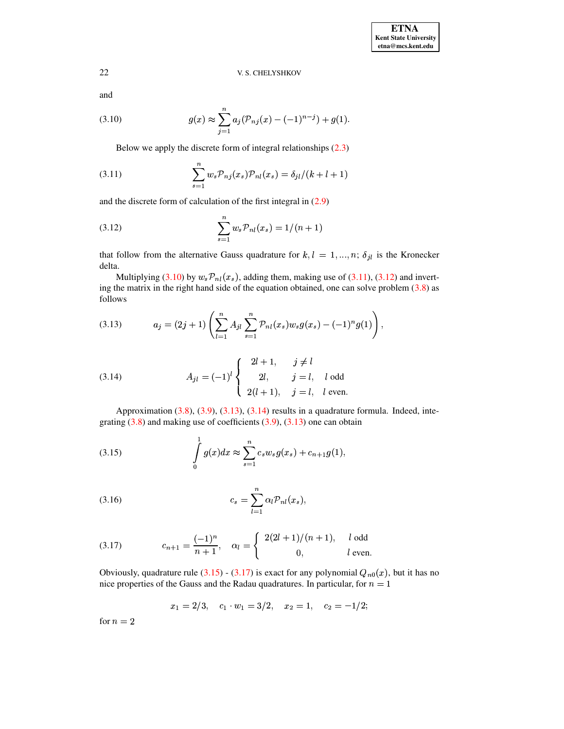and

$$g(x) \approx \sum_{j=1}^{n} a_j (\mathcal{P}_{nj}(x) - (-1)^{n-j}) + g(1). \tag{3.10}$$

Below we apply the discrete form of integral relationships (2.3)

$$\sum_{s=1}^{n} w_s \mathcal{P}_{nj}(x_s) \mathcal{P}_{nl}(x_s) = \delta_{jl}/(k+l+1) \tag{3.11}$$

and the discrete form of calculation of the first integral in (2.9)

$$\sum_{s=1}^{n} w_s \mathcal{P}_{nl}(x_s) = 1/(n+1) \tag{3.12}$$

that follow from the alternative Gauss quadrature for $k, l = 1, ..., n$; $\delta_{jl}$ is the Kronecker delta.

Multiplying (3.10) by $w_s \mathcal{P}_{nl}(x_s)$, adding them, making use of (3.11), (3.12) and inverting the matrix in the right hand side of the equation obtained, one can solve problem (3.8) as follows

$$a_j = (2j+1) \left( \sum_{l=1}^{n} A_{jl} \sum_{s=1}^{n} \mathcal{P}_{nl}(x_s) w_s g(x_s) - (-1)^n g(1) \right), \tag{3.13}$$

$$A_{jl} = (-1)^l \begin{cases} 2l+1, & j \neq l \\ 2l, & j = l, \quad l \text{ odd} \\ 2(l+1), & j = l, \quad l \text{ even}. \end{cases} \tag{3.14}$$

Approximation (3.8), (3.9), (3.13), (3.14) results in a quadrature formula. Indeed, integrating (3.8) and making use of coefficients (3.9), (3.13) one can obtain

$$\int_0^1 g(x)dx \approx \sum_{s=1}^{n} c_s w_s g(x_s) + c_{n+1} g(1), \tag{3.15}$$

$$c_s = \sum_{l=1}^{n} \alpha_l \mathcal{P}_{nl}(x_s), \tag{3.16}$$

$$c_{n+1} = \frac{(-1)^n}{n+1}, \quad \alpha_l = \begin{cases} 2(2l+1)/(n+1), & l \text{ odd} \\ 0, & l \text{ even}. \end{cases} \tag{3.17}$$

Obviously, quadrature rule (3.15) - (3.17) is exact for any polynomial $Q_{n0}(x)$, but it has no nice properties of the Gauss and the Radau quadratures. In particular, for $n = 1$

$$x_1 = 2/3, \quad c_1 \cdot w_1 = 3/2, \quad x_2 = 1, \quad c_2 = -1/2;$$

for $n = 2$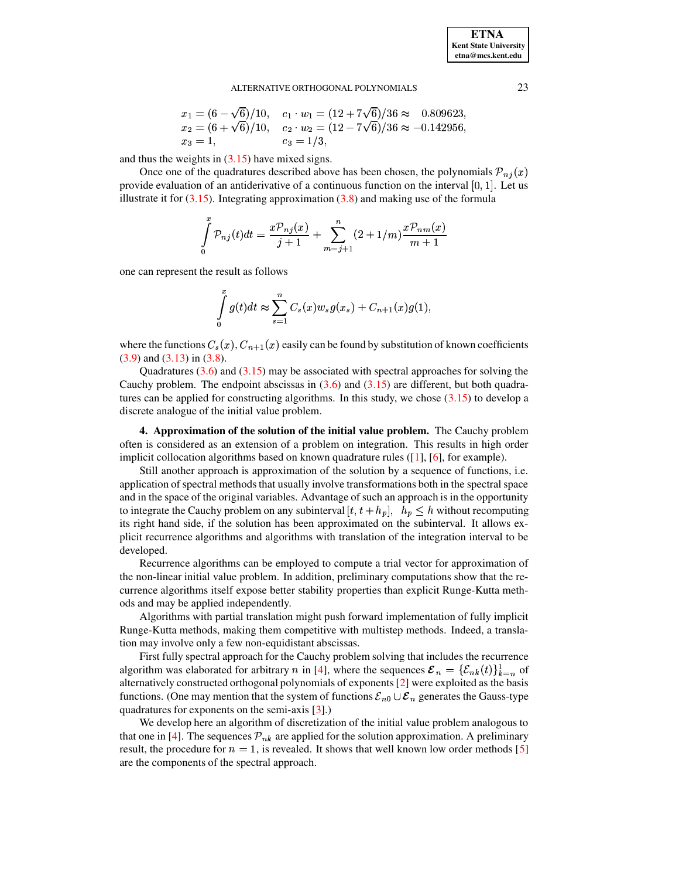$$
\begin{aligned}
&x_1 = (6-\sqrt{6})/10, \quad && c_1 \cdot w_1 = (12+7\sqrt{6})/36 \approx \quad 0.809623,\\
&x_2 = (6+\sqrt{6})/10, \quad && c_2 \cdot w_2 = (12-7\sqrt{6})/36 \approx -0.142956,\\
&x_3 = 1, && c_3 = 1/3,
\end{aligned}
$$

and thus the weights in (3.15) have mixed signs.

Once one of the quadratures described above has been chosen, the polynomials $\mathcal{P}_{nj}(x)$ provide evaluation of an antiderivative of a continuous function on the interval $[0,1]$. Let us illustrate it for (3.15). Integrating approximation (3.8) and making use of the formula

$$
\int_0^x \mathcal{P}_{nj}(t)dt = \frac{x\mathcal{P}_{nj}(x)}{j+1} + \sum_{m=j+1}^{n} (2+1/m)\frac{x\mathcal{P}_{nm}(x)}{m+1}
$$

one can represent the result as follows

$$
\int_0^x g(t)dt \approx \sum_{s=1}^{n} C_s(x) w_s g(x_s) + C_{n+1}(x) g(1),
$$

where the functions $C_s(x), C_{n+1}(x)$ easily can be found by substitution of known coefficients (3.9) and (3.13) in (3.8).

Quadratures (3.6) and (3.15) may be associated with spectral approaches for solving the Cauchy problem. The endpoint abscissas in (3.6) and (3.15) are different, but both quadratures can be applied for constructing algorithms. In this study, we chose (3.15) to develop a discrete analogue of the initial value problem.

**4. Approximation of the solution of the initial value problem.** The Cauchy problem often is considered as an extension of a problem on integration. This results in high order implicit collocation algorithms based on known quadrature rules ([1], [6], for example).

Still another approach is approximation of the solution by a sequence of functions, i.e. application of spectral methods that usually involve transformations both in the spectral space and in the space of the original variables. Advantage of such an approach is in the opportunity to integrate the Cauchy problem on any subinterval $[t, t+h_p]$, $h_p \leq h$ without recomputing its right hand side, if the solution has been approximated on the subinterval. It allows explicit recurrence algorithms and algorithms with translation of the integration interval to be developed.

Recurrence algorithms can be employed to compute a trial vector for approximation of the non-linear initial value problem. In addition, preliminary computations show that the recurrence algorithms itself expose better stability properties than explicit Runge-Kutta methods and may be applied independently.

Algorithms with partial translation might push forward implementation of fully implicit Runge-Kutta methods, making them competitive with multistep methods. Indeed, a translation may involve only a few non-equidistant abscissas.

First fully spectral approach for the Cauchy problem solving that includes the recurrence algorithm was elaborated for arbitrary $n$ in [4], where the sequences $\boldsymbol{\mathcal{E}}_n = \{\mathcal{E}_{nk}(t)\}_{k=n}^{1}$ of alternatively constructed orthogonal polynomials of exponents [2] were exploited as the basis functions. (One may mention that the system of functions $\mathcal{E}_{n0} \cup \boldsymbol{\mathcal{E}}_n$ generates the Gauss-type quadratures for exponents on the semi-axis [3].)

We develop here an algorithm of discretization of the initial value problem analogous to that one in [4]. The sequences $\mathcal{P}_{nk}$ are applied for the solution approximation. A preliminary result, the procedure for $n = 1$, is revealed. It shows that well known low order methods [5] are the components of the spectral approach.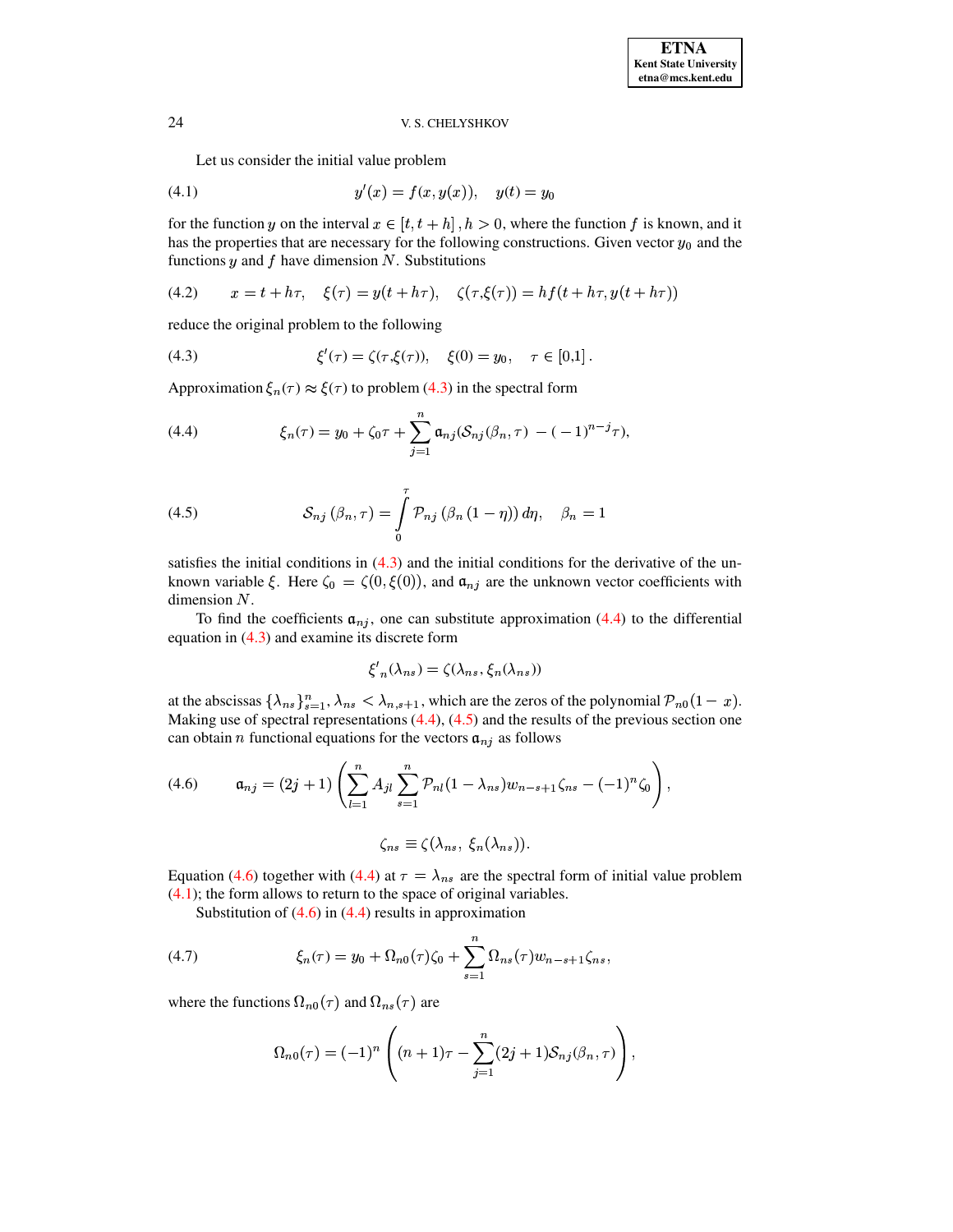Let us consider the initial value problem

$$y'(x) = f(x, y(x)), \quad y(t) = y_0 \tag{4.1}$$

for the function $y$ on the interval $x \in [t, t+h]$, $h > 0$, where the function $f$ is known, and it has the properties that are necessary for the following constructions. Given vector $y_0$ and the functions $y$ and $f$ have dimension $N$. Substitutions

$$x = t + h\tau, \quad \xi(\tau) = y(t + h\tau), \quad \zeta(\tau, \xi(\tau)) = hf(t + h\tau, y(t + h\tau)) \tag{4.2}$$

reduce the original problem to the following

$$\xi'(\tau) = \zeta(\tau, \xi(\tau)), \quad \xi(0) = y_0, \quad \tau \in [0,1]. \tag{4.3}$$

Approximation $\xi_n(\tau) \approx \xi(\tau)$ to problem (4.3) in the spectral form

$$\xi_n(\tau) = y_0 + \zeta_0\tau + \sum_{j=1}^{n} \mathfrak{a}_{nj}(\mathcal{S}_{nj}(\beta_n, \tau) - (-1)^{n-j}\tau), \tag{4.4}$$

$$\mathcal{S}_{nj}(\beta_n, \tau) = \int_0^{\tau} \mathcal{P}_{nj}(\beta_n(1 - \eta))\, d\eta, \quad \beta_n = 1 \tag{4.5}$$

satisfies the initial conditions in (4.3) and the initial conditions for the derivative of the unknown variable $\xi$. Here $\zeta_0 = \zeta(0, \xi(0))$, and $\mathfrak{a}_{nj}$ are the unknown vector coefficients with dimension $N$.

To find the coefficients $\mathfrak{a}_{nj}$, one can substitute approximation (4.4) to the differential equation in (4.3) and examine its discrete form

$$\xi'_n(\lambda_{ns}) = \zeta(\lambda_{ns}, \xi_n(\lambda_{ns}))$$

at the abscissas $\{\lambda_{ns}\}_{s=1}^{n}$, $\lambda_{ns} < \lambda_{n,s+1}$, which are the zeros of the polynomial $\mathcal{P}_{n0}(1 - x)$. Making use of spectral representations (4.4), (4.5) and the results of the previous section one can obtain $n$ functional equations for the vectors $\mathfrak{a}_{nj}$ as follows

$$\mathfrak{a}_{nj} = (2j+1)\left(\sum_{l=1}^{n} A_{jl} \sum_{s=1}^{n} \mathcal{P}_{nl}(1 - \lambda_{ns}) w_{n-s+1} \zeta_{ns} - (-1)^n \zeta_0\right), \tag{4.6}$$

$$\zeta_{ns} \equiv \zeta(\lambda_{ns},\, \xi_n(\lambda_{ns})).$$

Equation (4.6) together with (4.4) at $\tau = \lambda_{ns}$ are the spectral form of initial value problem (4.1); the form allows to return to the space of original variables.

Substitution of (4.6) in (4.4) results in approximation

$$\xi_n(\tau) = y_0 + \Omega_{n0}(\tau)\zeta_0 + \sum_{s=1}^{n} \Omega_{ns}(\tau) w_{n-s+1} \zeta_{ns}, \tag{4.7}$$

where the functions $\Omega_{n0}(\tau)$ and $\Omega_{ns}(\tau)$ are

$$\Omega_{n0}(\tau) = (-1)^n \left((n+1)\tau - \sum_{j=1}^{n} (2j+1)\mathcal{S}_{nj}(\beta_n, \tau)\right),$$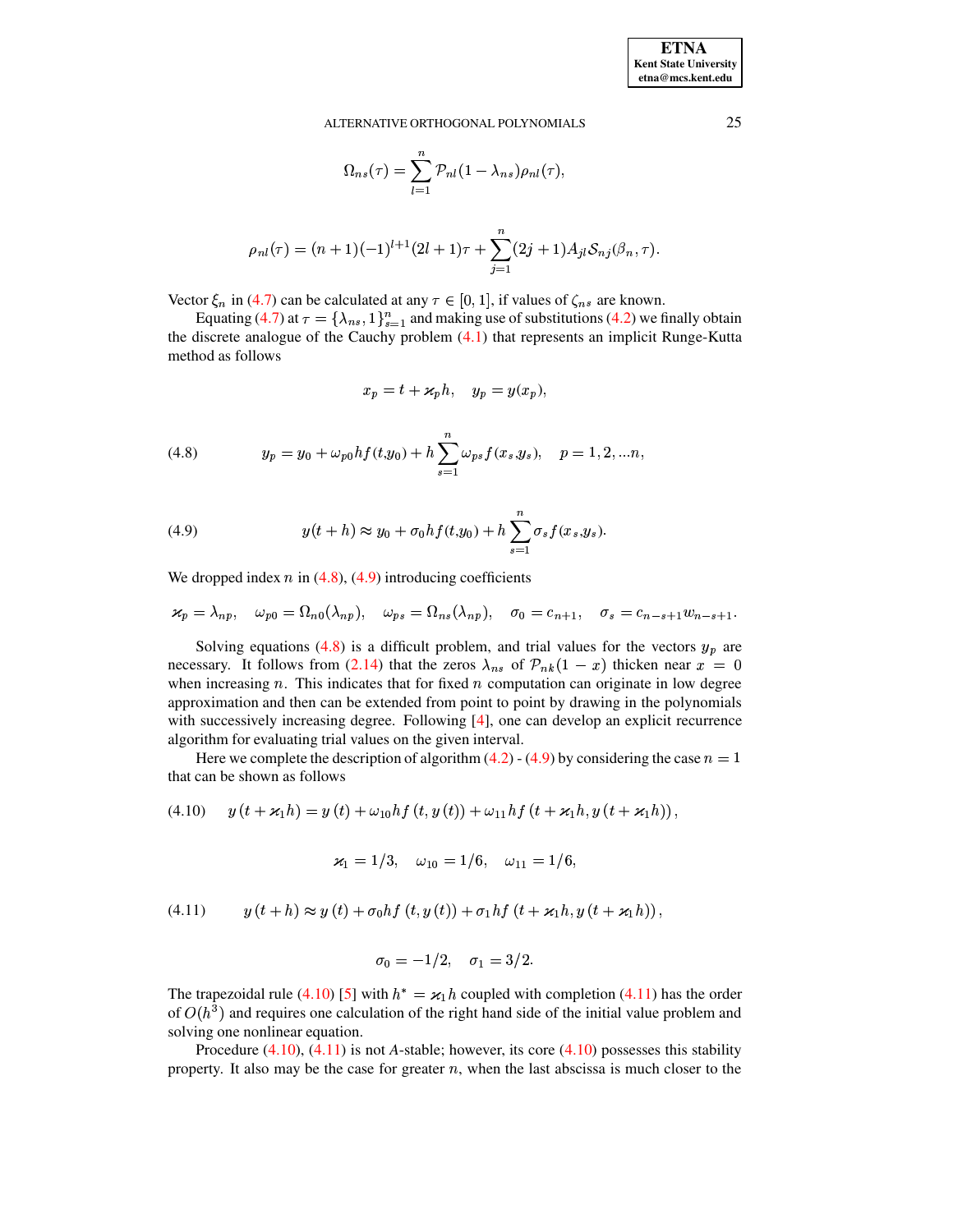$$\Omega_{ns}(\tau) = \sum_{l=1}^{n} \mathcal{P}_{nl}(1-\lambda_{ns})\rho_{nl}(\tau),$$

$$\rho_{nl}(\tau) = (n+1)(-1)^{l+1}(2l+1)\tau + \sum_{j=1}^{n}(2j+1)A_{jl}\mathcal{S}_{nj}(\beta_n,\tau).$$

Vector $\xi_n$ in (4.7) can be calculated at any $\tau \in [0,1]$, if values of $\zeta_{ns}$ are known.

Equating (4.7) at $\tau = \{\lambda_{ns}, 1\}_{s=1}^{n}$ and making use of substitutions (4.2) we finally obtain the discrete analogue of the Cauchy problem (4.1) that represents an implicit Runge-Kutta method as follows

$$x_p = t + \varkappa_p h, \quad y_p = y(x_p),$$

$$y_p = y_0 + \omega_{p0} h f(t,y_0) + h\sum_{s=1}^{n}\omega_{ps} f(x_s,y_s), \quad p = 1,2,...n, \tag{4.8}$$

$$y(t+h) \approx y_0 + \sigma_0 h f(t,y_0) + h\sum_{s=1}^{n}\sigma_s f(x_s,y_s). \tag{4.9}$$

We dropped index $n$ in (4.8), (4.9) introducing coefficients

$$\varkappa_p = \lambda_{np}, \quad \omega_{p0} = \Omega_{n0}(\lambda_{np}), \quad \omega_{ps} = \Omega_{ns}(\lambda_{np}), \quad \sigma_0 = c_{n+1}, \quad \sigma_s = c_{n-s+1}w_{n-s+1}.$$

Solving equations (4.8) is a difficult problem, and trial values for the vectors $y_p$ are necessary. It follows from (2.14) that the zeros $\lambda_{ns}$ of $\mathcal{P}_{nk}(1-x)$ thicken near $x = 0$ when increasing $n$. This indicates that for fixed $n$ computation can originate in low degree approximation and then can be extended from point to point by drawing in the polynomials with successively increasing degree. Following [4], one can develop an explicit recurrence algorithm for evaluating trial values on the given interval.

Here we complete the description of algorithm (4.2) - (4.9) by considering the case $n = 1$ that can be shown as follows

$$y\left(t+\varkappa_1 h\right) = y\left(t\right) + \omega_{10} h f\left(t, y\left(t\right)\right) + \omega_{11} h f\left(t+\varkappa_1 h, y\left(t+\varkappa_1 h\right)\right), \tag{4.10}$$

$$\varkappa_1 = 1/3, \quad \omega_{10} = 1/6, \quad \omega_{11} = 1/6,$$

$$y\left(t+h\right) \approx y\left(t\right) + \sigma_0 h f\left(t, y\left(t\right)\right) + \sigma_1 h f\left(t+\varkappa_1 h, y\left(t+\varkappa_1 h\right)\right), \tag{4.11}$$

$$\sigma_0 = -1/2, \quad \sigma_1 = 3/2.$$

The trapezoidal rule (4.10) [5] with $h^* = \varkappa_1 h$ coupled with completion (4.11) has the order of $O(h^3)$ and requires one calculation of the right hand side of the initial value problem and solving one nonlinear equation.

Procedure (4.10), (4.11) is not $A$-stable; however, its core (4.10) possesses this stability property. It also may be the case for greater $n$, when the last abscissa is much closer to the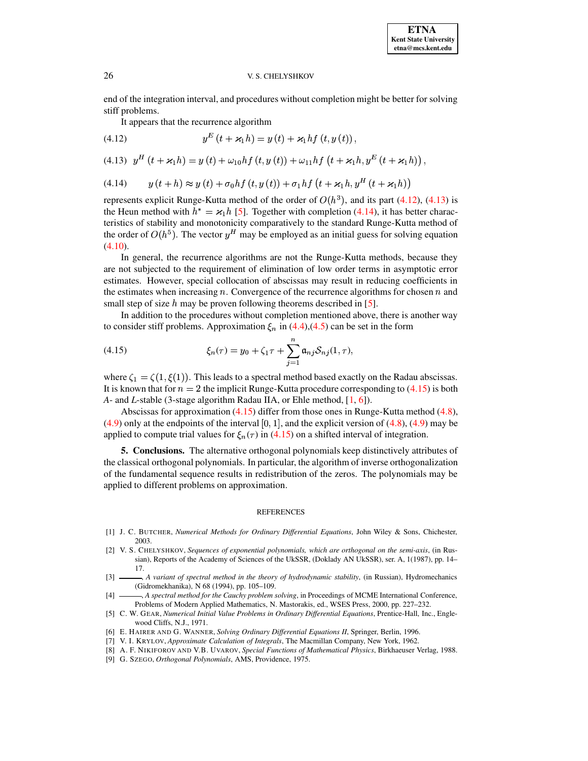end of the integration interval, and procedures without completion might be better for solving stiff problems.

It appears that the recurrence algorithm

$$y^E\left(t+\varkappa_1 h\right)=y\left(t\right)+\varkappa_1 hf\left(t,y\left(t\right)\right), \tag{4.12}$$

$$y^H\left(t+\varkappa_1 h\right)=y\left(t\right)+\omega_{10}hf\left(t,y\left(t\right)\right)+\omega_{11}hf\left(t+\varkappa_1 h,y^E\left(t+\varkappa_1 h\right)\right), \tag{4.13}$$

$$y\left(t+h\right)\approx y\left(t\right)+\sigma_0 hf\left(t,y\left(t\right)\right)+\sigma_1 hf\left(t+\varkappa_1 h,y^H\left(t+\varkappa_1 h\right)\right) \tag{4.14}$$

represents explicit Runge-Kutta method of the order of $O(h^3)$, and its part (4.12), (4.13) is the Heun method with $h^*=\varkappa_1 h$ [5]. Together with completion (4.14), it has better characteristics of stability and monotonicity comparatively to the standard Runge-Kutta method of the order of $O(h^5)$. The vector $y^H$ may be employed as an initial guess for solving equation (4.10).

In general, the recurrence algorithms are not the Runge-Kutta methods, because they are not subjected to the requirement of elimination of low order terms in asymptotic error estimates. However, special collocation of abscissas may result in reducing coefficients in the estimates when increasing $n$. Convergence of the recurrence algorithms for chosen $n$ and small step of size $h$ may be proven following theorems described in [5].

In addition to the procedures without completion mentioned above, there is another way to consider stiff problems. Approximation $\xi_n$ in (4.4),(4.5) can be set in the form

$$\xi_n(\tau)=y_0+\zeta_1\tau+\sum_{j=1}^{n}\mathfrak{a}_{nj}\mathcal{S}_{nj}(1,\tau), \tag{4.15}$$

where $\zeta_1=\zeta(1,\xi(1))$. This leads to a spectral method based exactly on the Radau abscissas. It is known that for $n=2$ the implicit Runge-Kutta procedure corresponding to (4.15) is both *A*- and *L*-stable (3-stage algorithm Radau IIA, or Ehle method, [1, 6]).

Abscissas for approximation (4.15) differ from those ones in Runge-Kutta method (4.8), (4.9) only at the endpoints of the interval $[0,1]$, and the explicit version of (4.8), (4.9) may be applied to compute trial values for $\xi_n(\tau)$ in (4.15) on a shifted interval of integration.

## 5. Conclusions.

The alternative orthogonal polynomials keep distinctively attributes of the classical orthogonal polynomials. In particular, the algorithm of inverse orthogonalization of the fundamental sequence results in redistribution of the zeros. The polynomials may be applied to different problems on approximation.

## REFERENCES

[1] J. C. Butcher, *Numerical Methods for Ordinary Differential Equations*, John Wiley & Sons, Chichester, 2003.

[2] V. S. Chelyshkov, *Sequences of exponential polynomials, which are orthogonal on the semi-axis*, (in Russian), Reports of the Academy of Sciences of the UkSSR, (Doklady AN UkSSR), ser. A, 1(1987), pp. 14–17.

[3] ———, *A variant of spectral method in the theory of hydrodynamic stability*, (in Russian), Hydromechanics (Gidromekhanika), N 68 (1994), pp. 105–109.

[4] ———, *A spectral method for the Cauchy problem solving*, in Proceedings of MCME International Conference, Problems of Modern Applied Mathematics, N. Mastorakis, ed., WSES Press, 2000, pp. 227–232.

[5] C. W. Gear, *Numerical Initial Value Problems in Ordinary Differential Equations*, Prentice-Hall, Inc., Englewood Cliffs, N.J., 1971.

[6] E. Hairer and G. Wanner, *Solving Ordinary Differential Equations II*, Springer, Berlin, 1996.

[7] V. I. Krylov, *Approximate Calculation of Integrals*, The Macmillan Company, New York, 1962.

[8] A. F. Nikiforov and V.B. Uvarov, *Special Functions of Mathematical Physics*, Birkhaeuser Verlag, 1988.

[9] G. Szego, *Orthogonal Polynomials*, AMS, Providence, 1975.